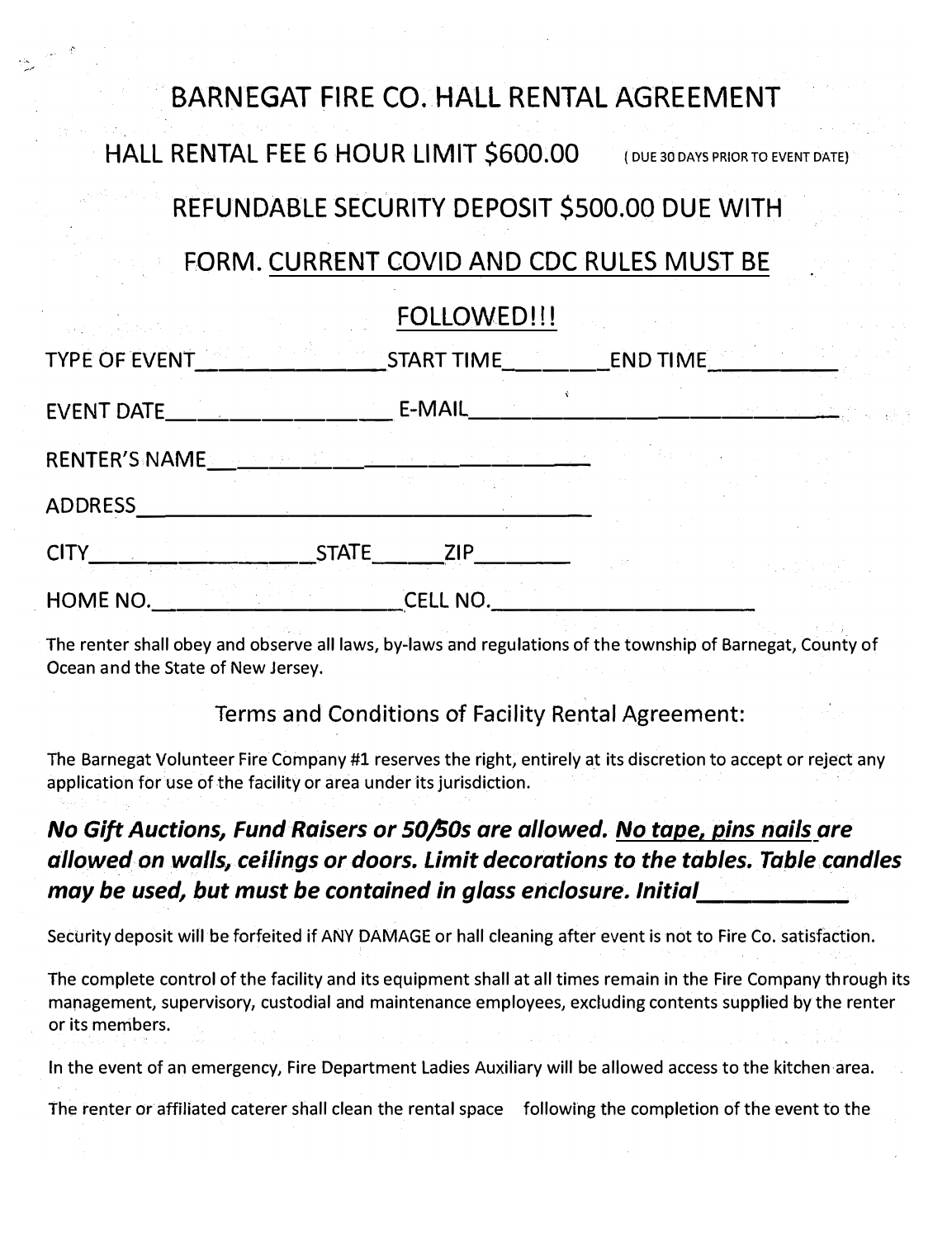# BARNEGAT FIRE CO. HALL RENTAL AGREEMENT

## HALL RENTAL FEE 6 HOUR LIMIT $600.00 (DUE 30 DAYS PRIOR TO EVENT DATE)

## REFUNDABLE SECURITY DEPOSIT $500.00 DUE WITH FORM. CURRENT COVID AND CDC RULES MUST BE FOLLOWED!!!

TYPE OF EVENT_______________START TIME________END TIME__________

EVENT DATE___________________ E-MAIL______________________________

RENTER'S NAME______________________________

ADDRESS________________________________________

CITY___________________STATE______ZIP________

HOME NO.____________________CELL NO.____________________

The renter shall obey and observe all laws, by-laws and regulations of the township of Barnegat, County of Ocean and the State of New Jersey.

Terms and Conditions of Facility Rental Agreement:

The Barnegat Volunteer Fire Company #1 reserves the right, entirely at its discretion to accept or reject any application for use of the facility or area under its jurisdiction.

***No Gift Auctions, Fund Raisers or 50/50s are allowed. No tape, pins nails are allowed on walls, ceilings or doors. Limit decorations to the tables. Table candles may be used, but must be contained in glass enclosure. Initial___________***

Security deposit will be forfeited if ANY DAMAGE or hall cleaning after event is not to Fire Co. satisfaction.

The complete control of the facility and its equipment shall at all times remain in the Fire Company through its management, supervisory, custodial and maintenance employees, excluding contents supplied by the renter or its members.

In the event of an emergency, Fire Department Ladies Auxiliary will be allowed access to the kitchen area.

The renter or affiliated caterer shall clean the rental space following the completion of the event to the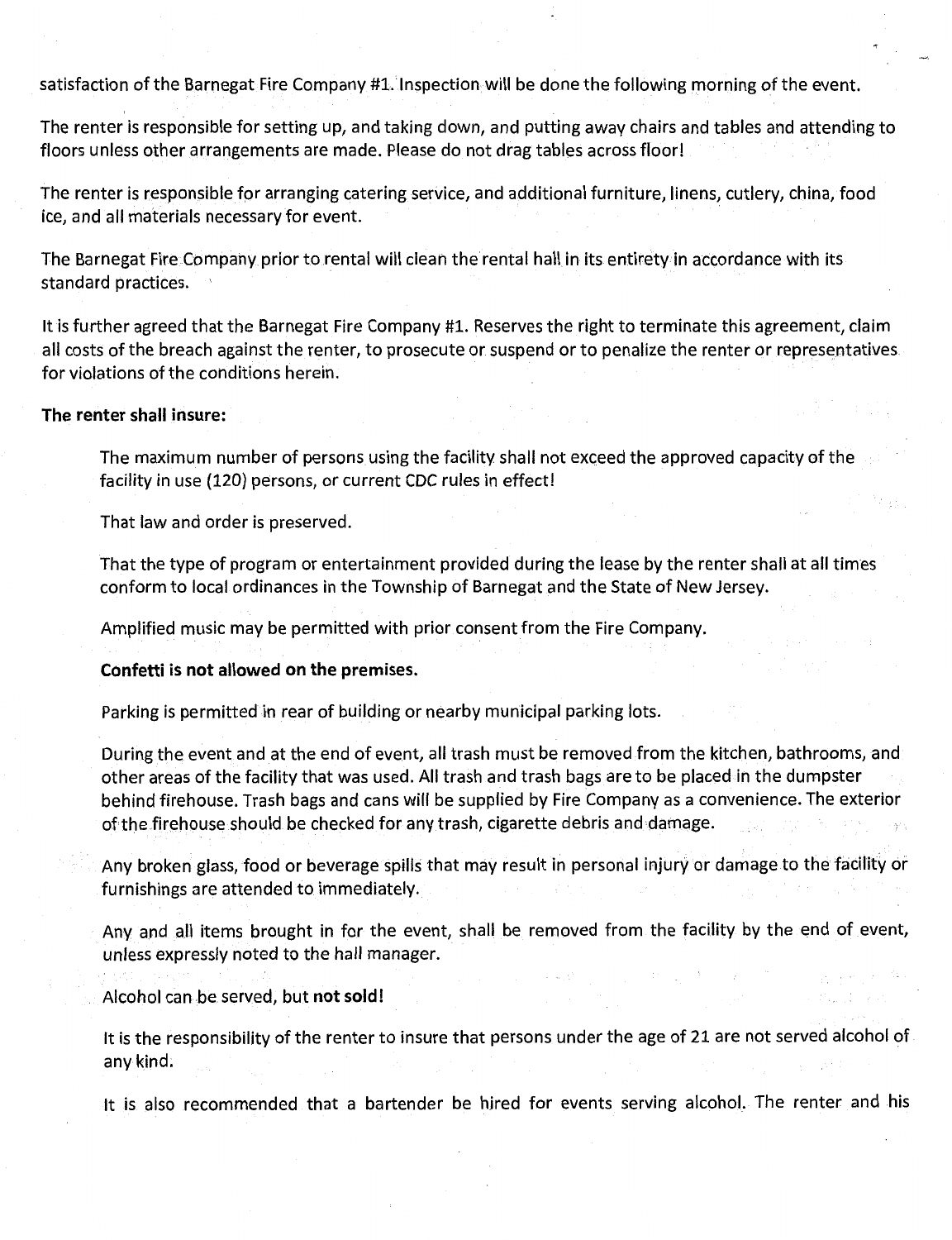satisfaction of the Barnegat Fire Company #1. Inspection will be done the following morning of the event.

The renter is responsible for setting up, and taking down, and putting away chairs and tables and attending to floors unless other arrangements are made. Please do not drag tables across floor!

The renter is responsible for arranging catering service, and additional furniture, linens, cutlery, china, food ice, and all materials necessary for event.

The Barnegat Fire Company prior to rental will clean the rental hall in its entirety in accordance with its standard practices.

It is further agreed that the Barnegat Fire Company #1. Reserves the right to terminate this agreement, claim all costs of the breach against the renter, to prosecute or suspend or to penalize the renter or representatives for violations of the conditions herein.

**The renter shall insure:**

The maximum number of persons using the facility shall not exceed the approved capacity of the facility in use (120) persons, or current CDC rules in effect!

That law and order is preserved.

That the type of program or entertainment provided during the lease by the renter shall at all times conform to local ordinances in the Township of Barnegat and the State of New Jersey.

Amplified music may be permitted with prior consent from the Fire Company.

**Confetti is not allowed on the premises.**

Parking is permitted in rear of building or nearby municipal parking lots.

During the event and at the end of event, all trash must be removed from the kitchen, bathrooms, and other areas of the facility that was used. All trash and trash bags are to be placed in the dumpster behind firehouse. Trash bags and cans will be supplied by Fire Company as a convenience. The exterior of the firehouse should be checked for any trash, cigarette debris and damage.

Any broken glass, food or beverage spills that may result in personal injury or damage to the facility or furnishings are attended to immediately.

Any and all items brought in for the event, shall be removed from the facility by the end of event, unless expressly noted to the hall manager.

Alcohol can be served, but **not sold!**

It is the responsibility of the renter to insure that persons under the age of 21 are not served alcohol of any kind.

It is also recommended that a bartender be hired for events serving alcohol. The renter and his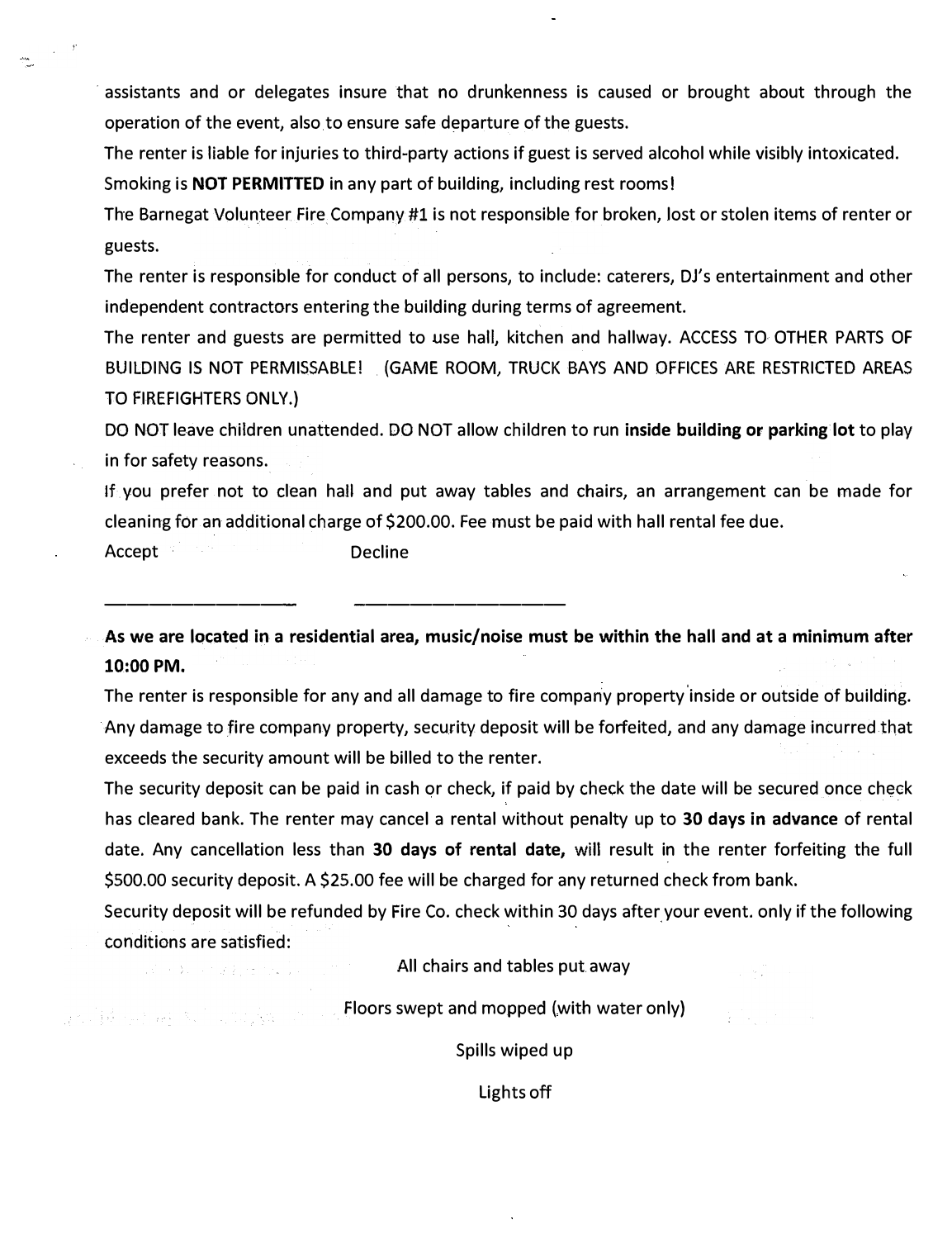assistants and or delegates insure that no drunkenness is caused or brought about through the operation of the event, also to ensure safe departure of the guests.

The renter is liable for injuries to third-party actions if guest is served alcohol while visibly intoxicated.

Smoking is **NOT PERMITTED** in any part of building, including rest rooms!

The Barnegat Volunteer Fire Company #1 is not responsible for broken, lost or stolen items of renter or guests.

The renter is responsible for conduct of all persons, to include: caterers, DJ's entertainment and other independent contractors entering the building during terms of agreement.

The renter and guests are permitted to use hall, kitchen and hallway. ACCESS TO OTHER PARTS OF BUILDING IS NOT PERMISSABLE! (GAME ROOM, TRUCK BAYS AND OFFICES ARE RESTRICTED AREAS TO FIREFIGHTERS ONLY.)

DO NOT leave children unattended. DO NOT allow children to run **inside building or parking lot** to play in for safety reasons.

If you prefer not to clean hall and put away tables and chairs, an arrangement can be made for cleaning for an additional charge of $200.00. Fee must be paid with hall rental fee due.

Accept Decline

\_\_\_\_\_\_\_\_\_\_\_\_\_\_\_\_\_\_\_\_ \_\_\_\_\_\_\_\_\_\_\_\_\_\_\_\_\_\_\_\_\_\_

**As we are located in a residential area, music/noise must be within the hall and at a minimum after 10:00 PM.**

The renter is responsible for any and all damage to fire company property inside or outside of building. Any damage to fire company property, security deposit will be forfeited, and any damage incurred that exceeds the security amount will be billed to the renter.

The security deposit can be paid in cash or check, if paid by check the date will be secured once check has cleared bank. The renter may cancel a rental without penalty up to **30 days in advance** of rental date. Any cancellation less than **30 days of rental date,** will result in the renter forfeiting the full $500.00 security deposit. A $25.00 fee will be charged for any returned check from bank.

Security deposit will be refunded by Fire Co. check within 30 days after your event. only if the following conditions are satisfied:

All chairs and tables put away

Floors swept and mopped (with water only)

Spills wiped up

Lights off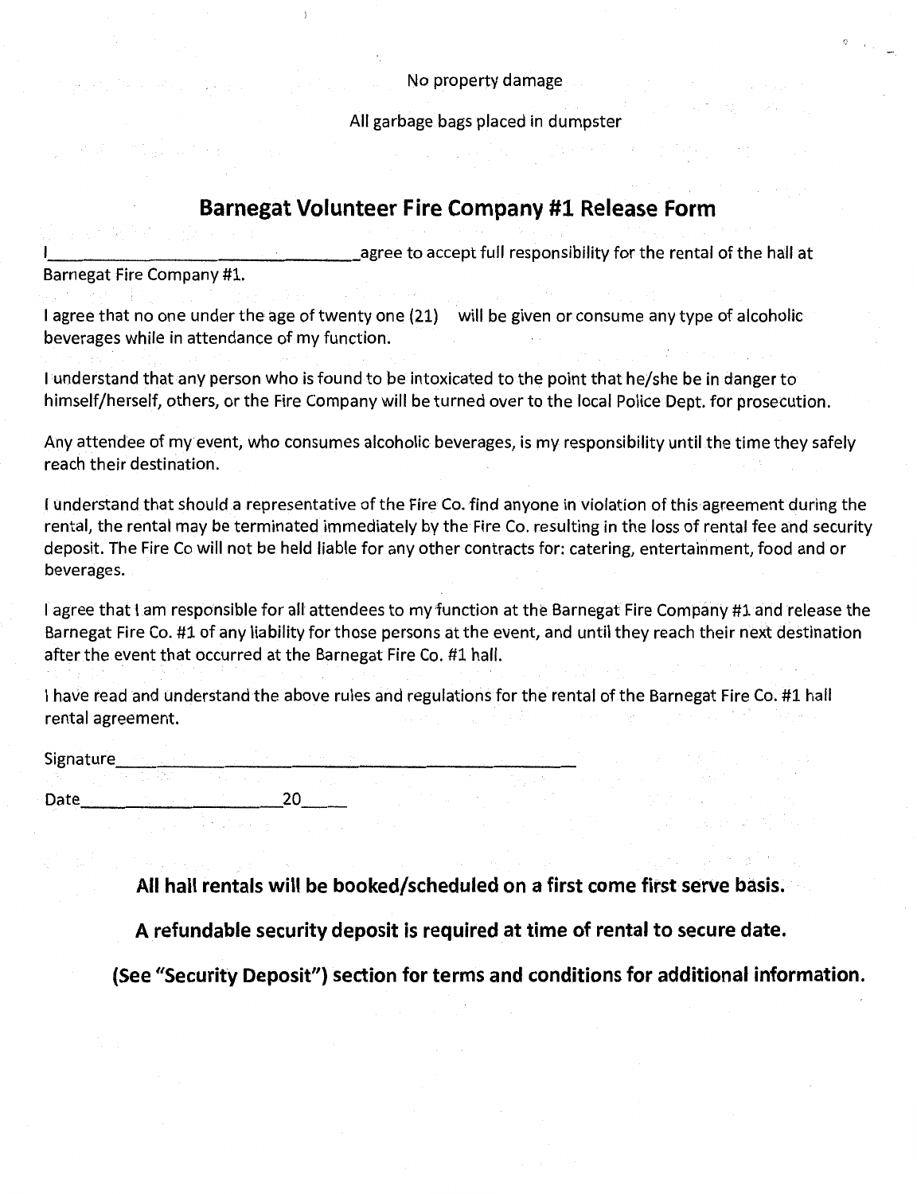No property damage

All garbage bags placed in dumpster

## Barnegat Volunteer Fire Company #1 Release Form

I_________________________________agree to accept full responsibility for the rental of the hall at Barnegat Fire Company #1.

I agree that no one under the age of twenty one (21) will be given or consume any type of alcoholic beverages while in attendance of my function.

I understand that any person who is found to be intoxicated to the point that he/she be in danger to himself/herself, others, or the Fire Company will be turned over to the local Police Dept. for prosecution.

Any attendee of my event, who consumes alcoholic beverages, is my responsibility until the time they safely reach their destination.

I understand that should a representative of the Fire Co. find anyone in violation of this agreement during the rental, the rental may be terminated immediately by the Fire Co. resulting in the loss of rental fee and security deposit. The Fire Co will not be held liable for any other contracts for: catering, entertainment, food and or beverages.

I agree that I am responsible for all attendees to my function at the Barnegat Fire Company #1 and release the Barnegat Fire Co. #1 of any liability for those persons at the event, and until they reach their next destination after the event that occurred at the Barnegat Fire Co. #1 hall.

I have read and understand the above rules and regulations for the rental of the Barnegat Fire Co. #1 hall rental agreement.

Signature_____________________________________________

Date_____________________20_____

**All hall rentals will be booked/scheduled on a first come first serve basis.**

**A refundable security deposit is required at time of rental to secure date.**

**(See "Security Deposit") section for terms and conditions for additional information.**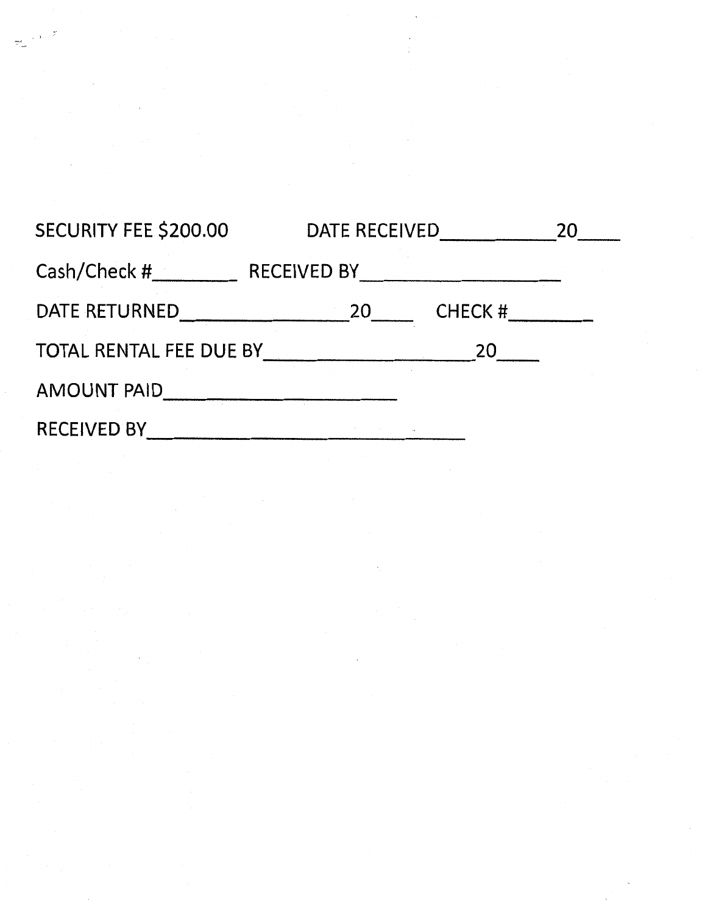SECURITY FEE $200.00 DATE RECEIVED____________20____

Cash/Check #_________ RECEIVED BY_____________________

DATE RETURNED_________________20____ CHECK #________

TOTAL RENTAL FEE DUE BY____________________20____

AMOUNT PAID________________________

RECEIVED BY_________________________________